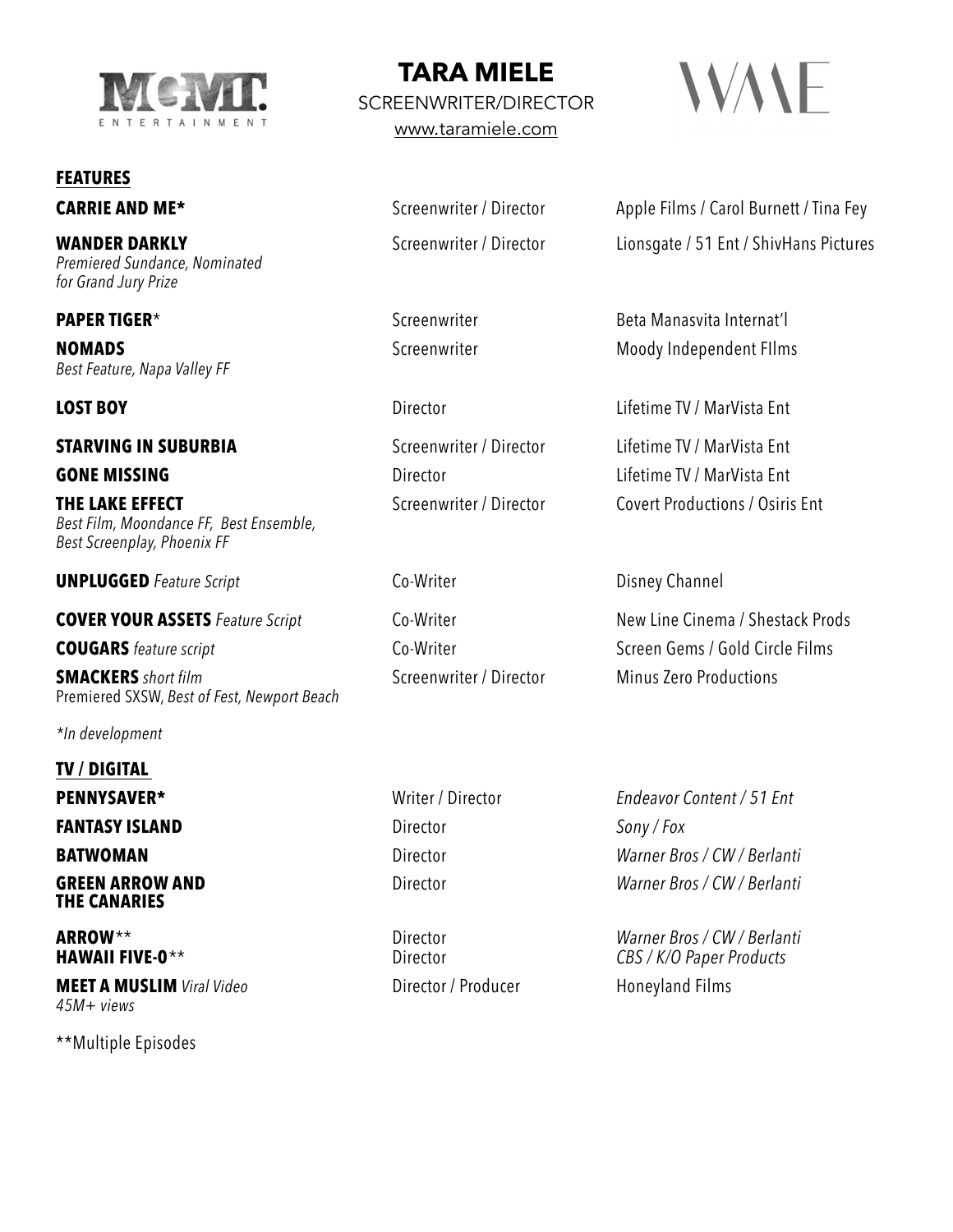# TARA MIELE

SCREENWRITER/DIRECTOR

www.taramiele.com

## FEATURES

| Title | Role | Company |
|---|---|---|
| **CARRIE AND ME*** | Screenwriter / Director | Apple Films / Carol Burnett / Tina Fey |
| **WANDER DARKLY** *Premiered Sundance, Nominated for Grand Jury Prize* | Screenwriter / Director | Lionsgate / 51 Ent / ShivHans Pictures |
| **PAPER TIGER*** | Screenwriter | Beta Manasvita Internat'l |
| **NOMADS** *Best Feature, Napa Valley FF* | Screenwriter | Moody Independent FIlms |
| **LOST BOY** | Director | Lifetime TV / MarVista Ent |
| **STARVING IN SUBURBIA** | Screenwriter / Director | Lifetime TV / MarVista Ent |
| **GONE MISSING** | Director | Lifetime TV / MarVista Ent |
| **THE LAKE EFFECT** *Best Film, Moondance FF, Best Ensemble, Best Screenplay, Phoenix FF* | Screenwriter / Director | Covert Productions / Osiris Ent |
| **UNPLUGGED** *Feature Script* | Co-Writer | Disney Channel |
| **COVER YOUR ASSETS** *Feature Script* | Co-Writer | New Line Cinema / Shestack Prods |
| **COUGARS** *feature script* | Co-Writer | Screen Gems / Gold Circle Films |
| **SMACKERS** *short film* Premiered SXSW, *Best of Fest, Newport Beach* | Screenwriter / Director | Minus Zero Productions |

*\*In development*

## TV / DIGITAL

| Title | Role | Company |
|---|---|---|
| **PENNYSAVER*** | Writer / Director | *Endeavor Content / 51 Ent* |
| **FANTASY ISLAND** | Director | *Sony / Fox* |
| **BATWOMAN** | Director | *Warner Bros / CW / Berlanti* |
| **GREEN ARROW AND THE CANARIES** | Director | *Warner Bros / CW / Berlanti* |
| **ARROW**** | Director | *Warner Bros / CW / Berlanti* |
| **HAWAII FIVE-0**** | Director | *CBS / K/O Paper Products* |
| **MEET A MUSLIM** *Viral Video* *45M+ views* | Director / Producer | Honeyland Films |

**Multiple Episodes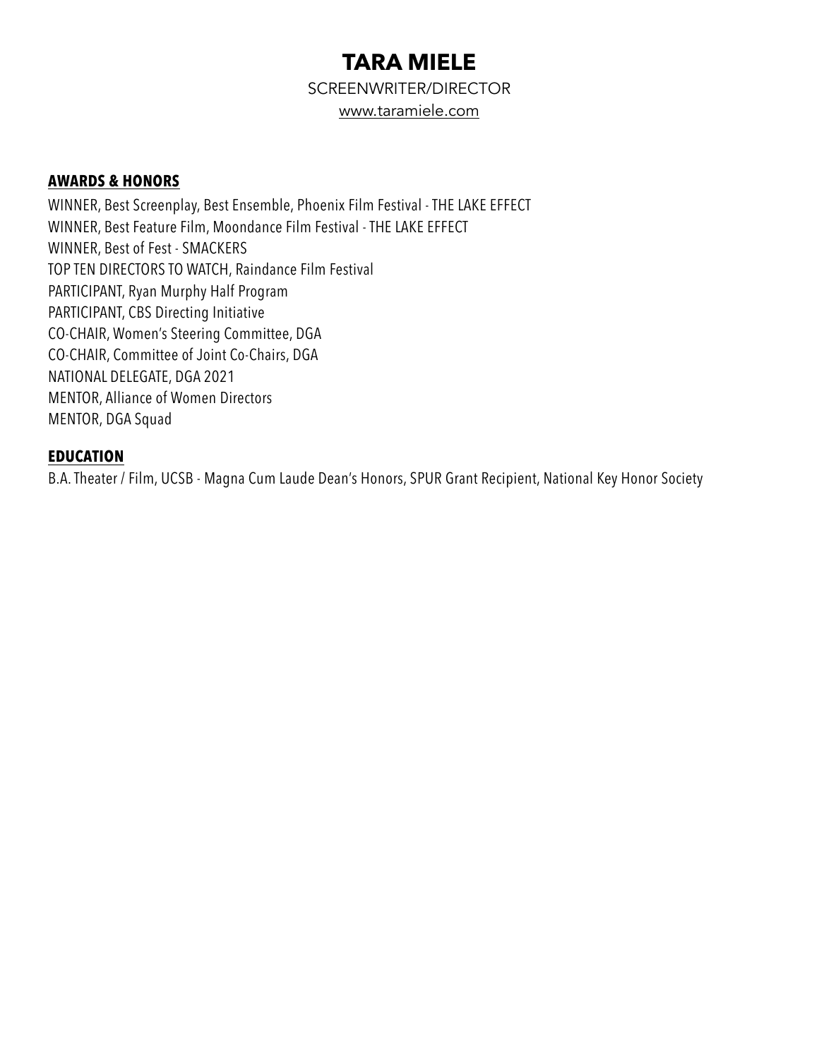# TARA MIELE

SCREENWRITER/DIRECTOR

www.taramiele.com

## AWARDS & HONORS

WINNER, Best Screenplay, Best Ensemble, Phoenix Film Festival - THE LAKE EFFECT
WINNER, Best Feature Film, Moondance Film Festival - THE LAKE EFFECT
WINNER, Best of Fest - SMACKERS
TOP TEN DIRECTORS TO WATCH, Raindance Film Festival
PARTICIPANT, Ryan Murphy Half Program
PARTICIPANT, CBS Directing Initiative
CO-CHAIR, Women's Steering Committee, DGA
CO-CHAIR, Committee of Joint Co-Chairs, DGA
NATIONAL DELEGATE, DGA 2021
MENTOR, Alliance of Women Directors
MENTOR, DGA Squad

## EDUCATION

B.A. Theater / Film, UCSB - Magna Cum Laude Dean's Honors, SPUR Grant Recipient, National Key Honor Society